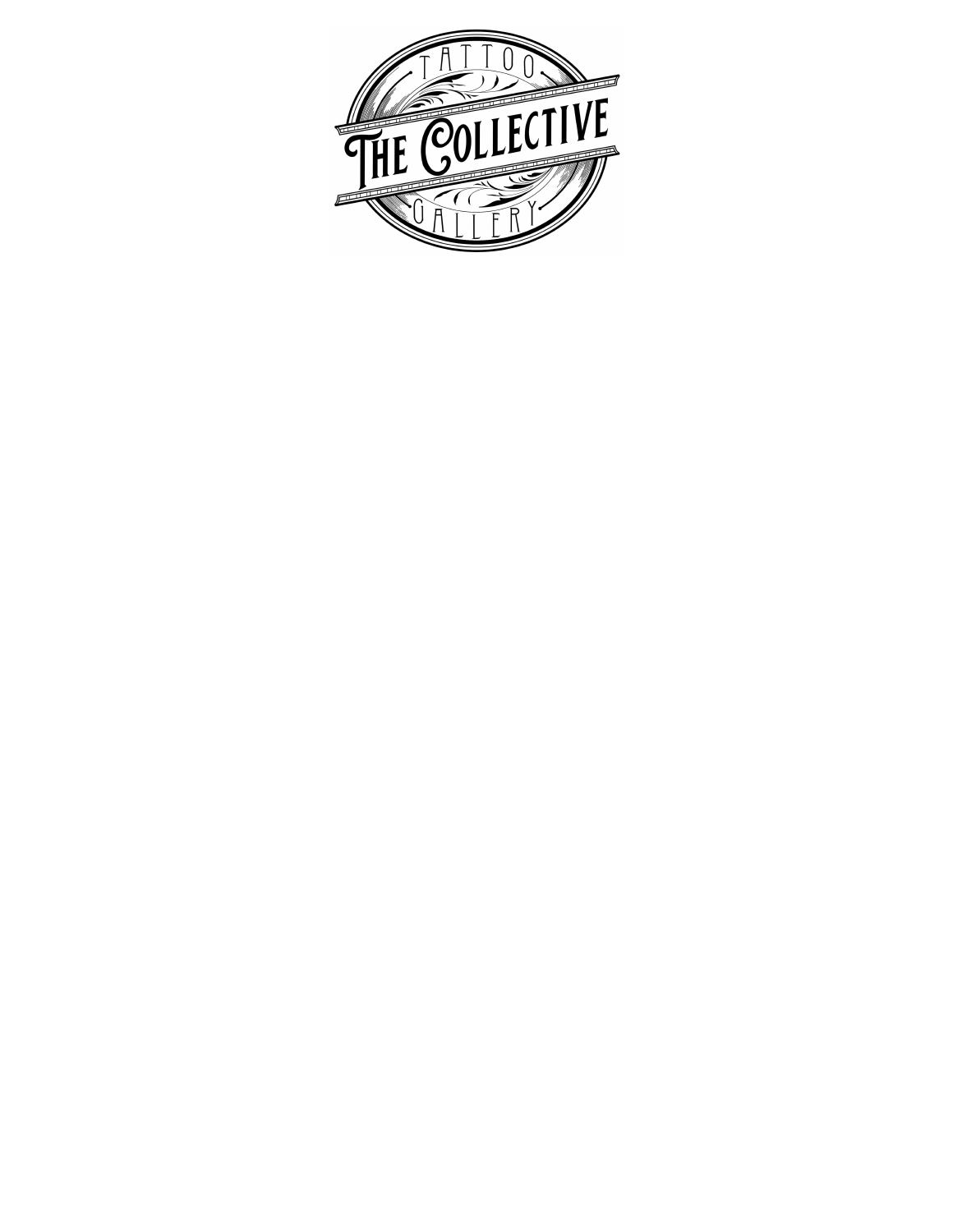# THE COLLECTIVE

TATTOO GALLERY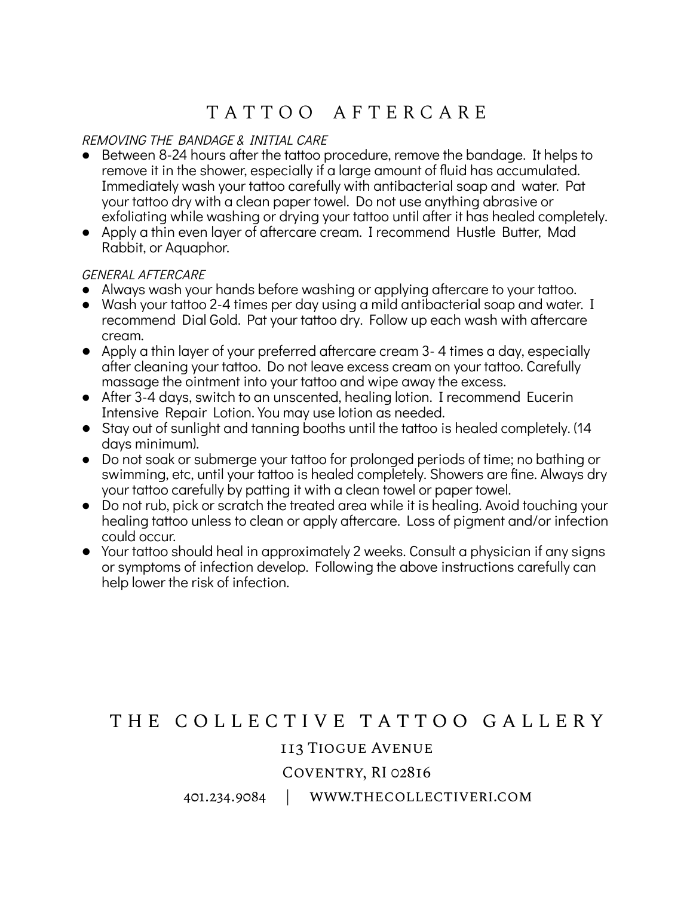# TATTOO AFTERCARE

*REMOVING THE BANDAGE & INITIAL CARE*

- Between 8-24 hours after the tattoo procedure, remove the bandage. It helps to remove it in the shower, especially if a large amount of fluid has accumulated. Immediately wash your tattoo carefully with antibacterial soap and water. Pat your tattoo dry with a clean paper towel. Do not use anything abrasive or exfoliating while washing or drying your tattoo until after it has healed completely.
- Apply a thin even layer of aftercare cream. I recommend Hustle Butter, Mad Rabbit, or Aquaphor.

*GENERAL AFTERCARE*

- Always wash your hands before washing or applying aftercare to your tattoo.
- Wash your tattoo 2-4 times per day using a mild antibacterial soap and water. I recommend Dial Gold. Pat your tattoo dry. Follow up each wash with aftercare cream.
- Apply a thin layer of your preferred aftercare cream 3- 4 times a day, especially after cleaning your tattoo. Do not leave excess cream on your tattoo. Carefully massage the ointment into your tattoo and wipe away the excess.
- After 3-4 days, switch to an unscented, healing lotion. I recommend Eucerin Intensive Repair Lotion. You may use lotion as needed.
- Stay out of sunlight and tanning booths until the tattoo is healed completely. (14 days minimum).
- Do not soak or submerge your tattoo for prolonged periods of time; no bathing or swimming, etc, until your tattoo is healed completely. Showers are fine. Always dry your tattoo carefully by patting it with a clean towel or paper towel.
- Do not rub, pick or scratch the treated area while it is healing. Avoid touching your healing tattoo unless to clean or apply aftercare. Loss of pigment and/or infection could occur.
- Your tattoo should heal in approximately 2 weeks. Consult a physician if any signs or symptoms of infection develop. Following the above instructions carefully can help lower the risk of infection.

THE COLLECTIVE TATTOO GALLERY

113 Tiogue Avenue

Coventry, RI 02816

401.234.9084 | WWW.THECOLLECTIVERI.COM